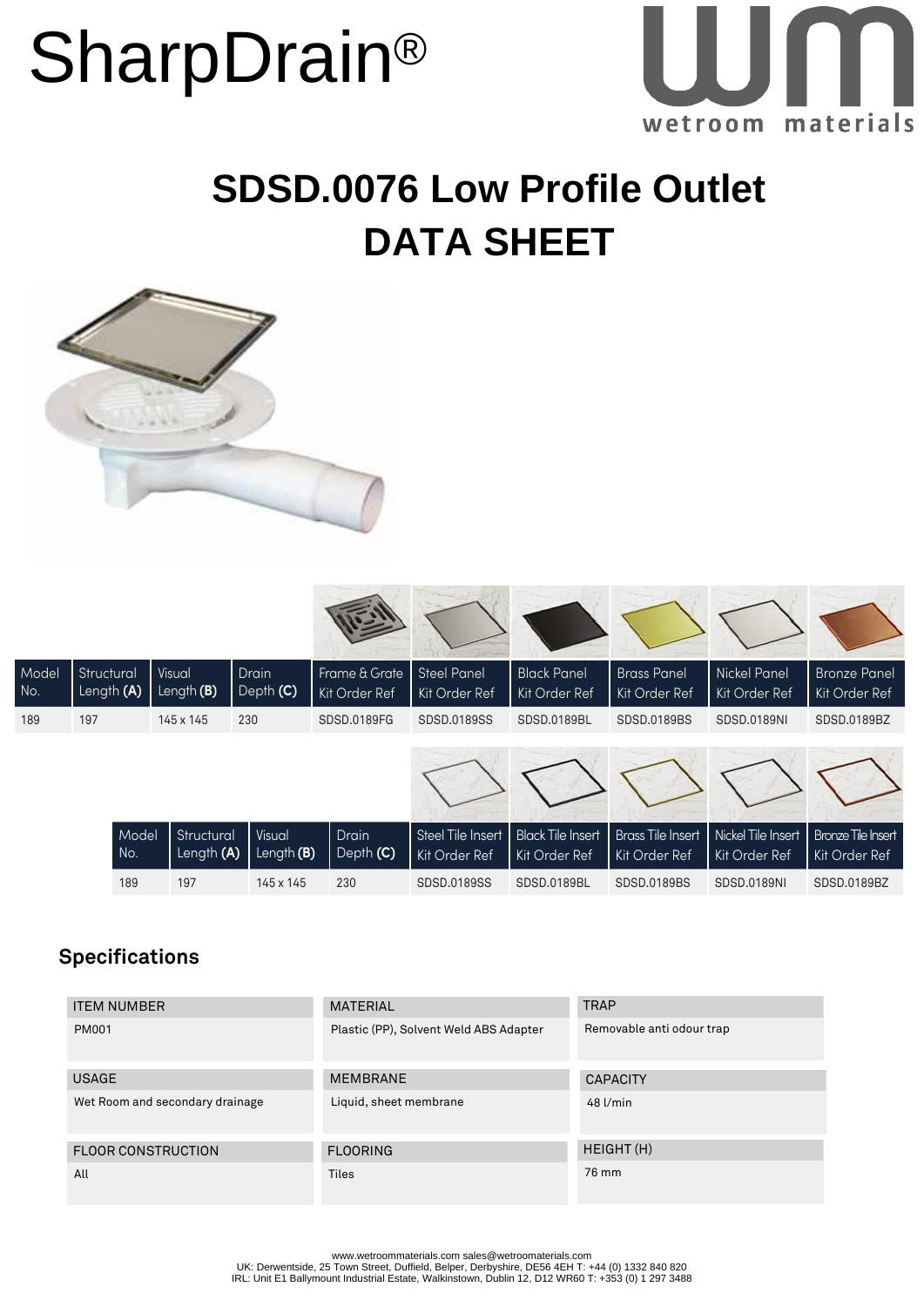# SharpDrain®

wetroom materials

## SDSD.0076 Low Profile Outlet
## DATA SHEET

| Model No. | Structural Length (A) | Visual Length (B) | Drain Depth (C) | Frame & Grate Kit Order Ref | Steel Panel Kit Order Ref | Black Panel Kit Order Ref | Brass Panel Kit Order Ref | Nickel Panel Kit Order Ref | Bronze Panel Kit Order Ref |
|---|---|---|---|---|---|---|---|---|---|
| 189 | 197 | 145 x 145 | 230 | SDSD.0189FG | SDSD.0189SS | SDSD.0189BL | SDSD.0189BS | SDSD.0189NI | SDSD.0189BZ |

| Model No. | Structural Length (A) | Visual Length (B) | Drain Depth (C) | Steel Tile Insert Kit Order Ref | Black Tile Insert Kit Order Ref | Brass Tile Insert Kit Order Ref | Nickel Tile Insert Kit Order Ref | Bronze Tile Insert Kit Order Ref |
|---|---|---|---|---|---|---|---|---|
| 189 | 197 | 145 x 145 | 230 | SDSD.0189SS | SDSD.0189BL | SDSD.0189BS | SDSD.0189NI | SDSD.0189BZ |

### Specifications

| ITEM NUMBER | MATERIAL | TRAP |
|---|---|---|
| PM001 | Plastic (PP), Solvent Weld ABS Adapter | Removable anti odour trap |

| USAGE | MEMBRANE | CAPACITY |
|---|---|---|
| Wet Room and secondary drainage | Liquid, sheet membrane | 48 l/min |

| FLOOR CONSTRUCTION | FLOORING | HEIGHT (H) |
|---|---|---|
| All | Tiles | 76 mm |

www.wetroommaterials.com sales@wetroomaterials.com
UK: Derwentside, 25 Town Street, Duffield, Belper, Derbyshire, DE56 4EH T: +44 (0) 1332 840 820
IRL: Unit E1 Ballymount Industrial Estate, Walkinstown, Dublin 12, D12 WR60 T: +353 (0) 1 297 3488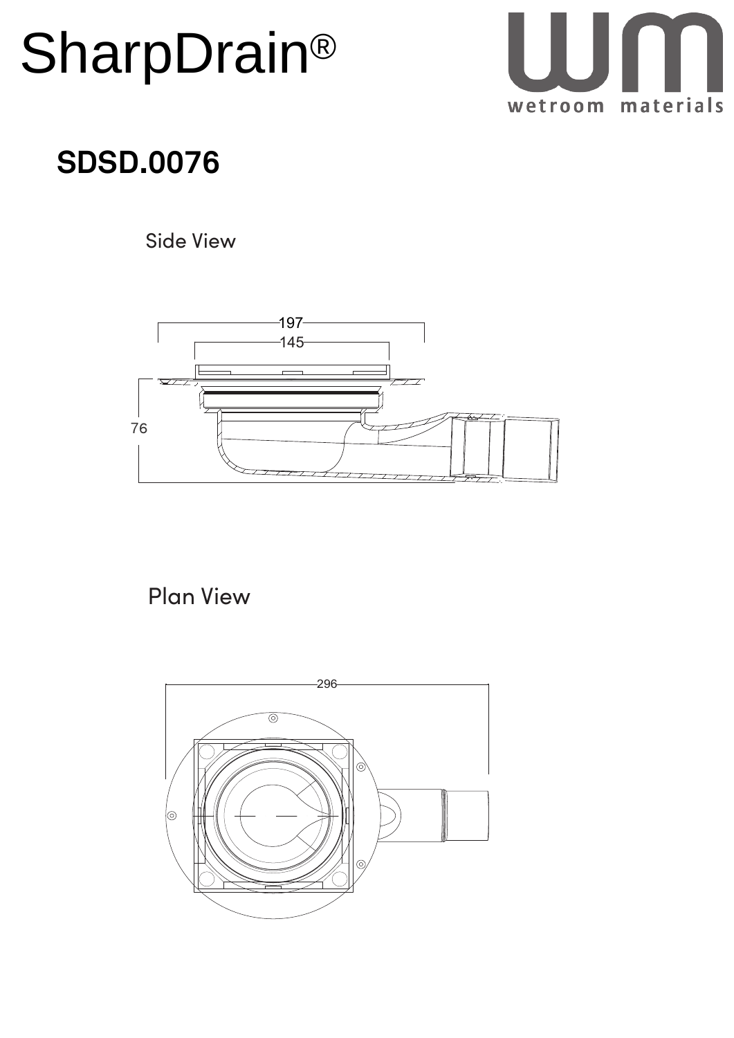# SharpDrain®

wetroom materials

## SDSD.0076

Side View

197

145

76

Plan View

296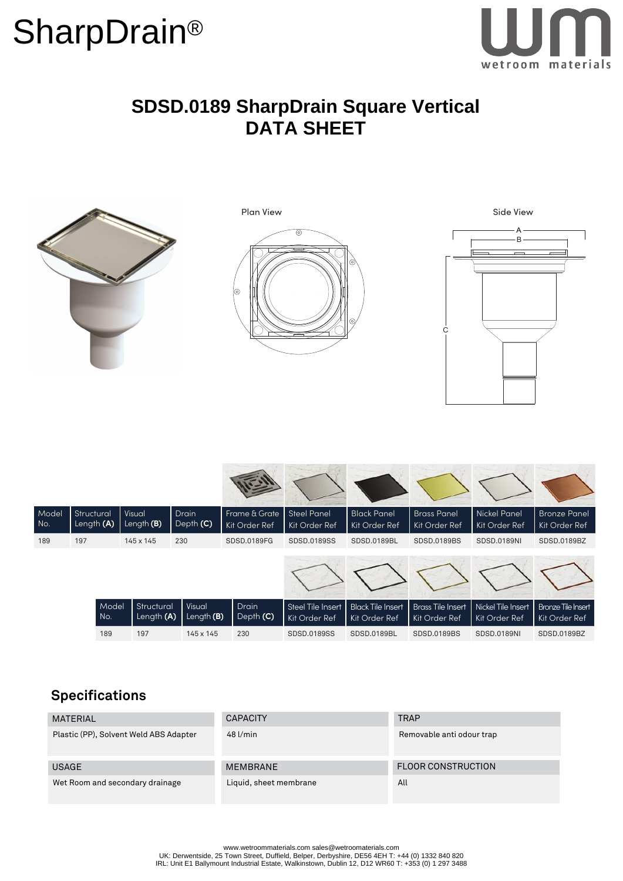SharpDrain®

wetroom materials

## SDSD.0189 SharpDrain Square Vertical
## DATA SHEET

Plan View

Side View

A
B
C

| Model No. | Structural Length (A) | Visual Length (B) | Drain Depth (C) | Frame & Grate Kit Order Ref | Steel Panel Kit Order Ref | Black Panel Kit Order Ref | Brass Panel Kit Order Ref | Nickel Panel Kit Order Ref | Bronze Panel Kit Order Ref |
|---|---|---|---|---|---|---|---|---|---|
| 189 | 197 | 145 x 145 | 230 | SDSD.0189FG | SDSD.0189SS | SDSD.0189BL | SDSD.0189BS | SDSD.0189NI | SDSD.0189BZ |

| Model No. | Structural Length (A) | Visual Length (B) | Drain Depth (C) | Steel Tile Insert Kit Order Ref | Black Tile Insert Kit Order Ref | Brass Tile Insert Kit Order Ref | Nickel Tile Insert Kit Order Ref | Bronze Tile Insert Kit Order Ref |
|---|---|---|---|---|---|---|---|---|
| 189 | 197 | 145 x 145 | 230 | SDSD.0189SS | SDSD.0189BL | SDSD.0189BS | SDSD.0189NI | SDSD.0189BZ |

### Specifications

| MATERIAL | CAPACITY | TRAP |
|---|---|---|
| Plastic (PP), Solvent Weld ABS Adapter | 48 l/min | Removable anti odour trap |
| **USAGE** | **MEMBRANE** | **FLOOR CONSTRUCTION** |
| Wet Room and secondary drainage | Liquid, sheet membrane | All |

www.wetroommaterials.com sales@wetroomaterials.com
UK: Derwentside, 25 Town Street, Duffield, Belper, Derbyshire, DE56 4EH T: +44 (0) 1332 840 820
IRL: Unit E1 Ballymount Industrial Estate, Walkinstown, Dublin 12, D12 WR60 T: +353 (0) 1 297 3488